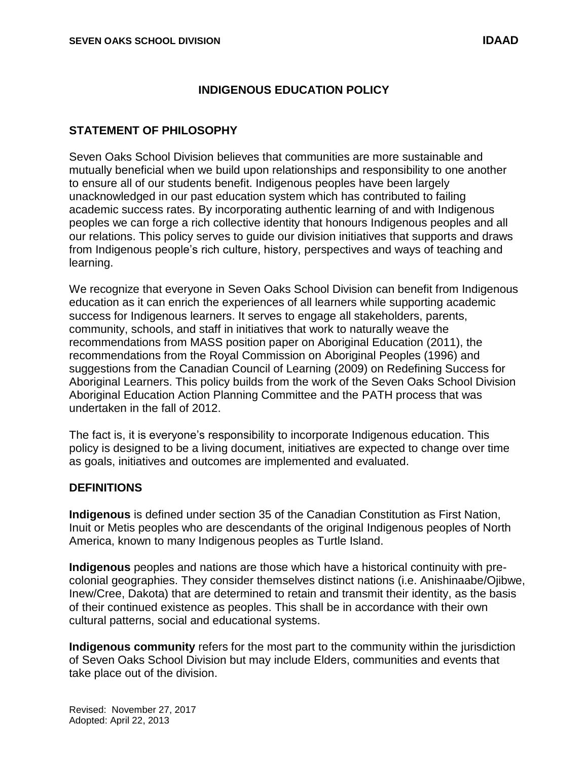# INDIGENOUS EDUCATION POLICY

## STATEMENT OF PHILOSOPHY

Seven Oaks School Division believes that communities are more sustainable and mutually beneficial when we build upon relationships and responsibility to one another to ensure all of our students benefit. Indigenous peoples have been largely unacknowledged in our past education system which has contributed to failing academic success rates. By incorporating authentic learning of and with Indigenous peoples we can forge a rich collective identity that honours Indigenous peoples and all our relations. This policy serves to guide our division initiatives that supports and draws from Indigenous people's rich culture, history, perspectives and ways of teaching and learning.

We recognize that everyone in Seven Oaks School Division can benefit from Indigenous education as it can enrich the experiences of all learners while supporting academic success for Indigenous learners. It serves to engage all stakeholders, parents, community, schools, and staff in initiatives that work to naturally weave the recommendations from MASS position paper on Aboriginal Education (2011), the recommendations from the Royal Commission on Aboriginal Peoples (1996) and suggestions from the Canadian Council of Learning (2009) on Redefining Success for Aboriginal Learners. This policy builds from the work of the Seven Oaks School Division Aboriginal Education Action Planning Committee and the PATH process that was undertaken in the fall of 2012.

The fact is, it is everyone's responsibility to incorporate Indigenous education. This policy is designed to be a living document, initiatives are expected to change over time as goals, initiatives and outcomes are implemented and evaluated.

## DEFINITIONS

**Indigenous** is defined under section 35 of the Canadian Constitution as First Nation, Inuit or Metis peoples who are descendants of the original Indigenous peoples of North America, known to many Indigenous peoples as Turtle Island.

**Indigenous** peoples and nations are those which have a historical continuity with pre-colonial geographies. They consider themselves distinct nations (i.e. Anishinaabe/Ojibwe, Inew/Cree, Dakota) that are determined to retain and transmit their identity, as the basis of their continued existence as peoples. This shall be in accordance with their own cultural patterns, social and educational systems.

**Indigenous community** refers for the most part to the community within the jurisdiction of Seven Oaks School Division but may include Elders, communities and events that take place out of the division.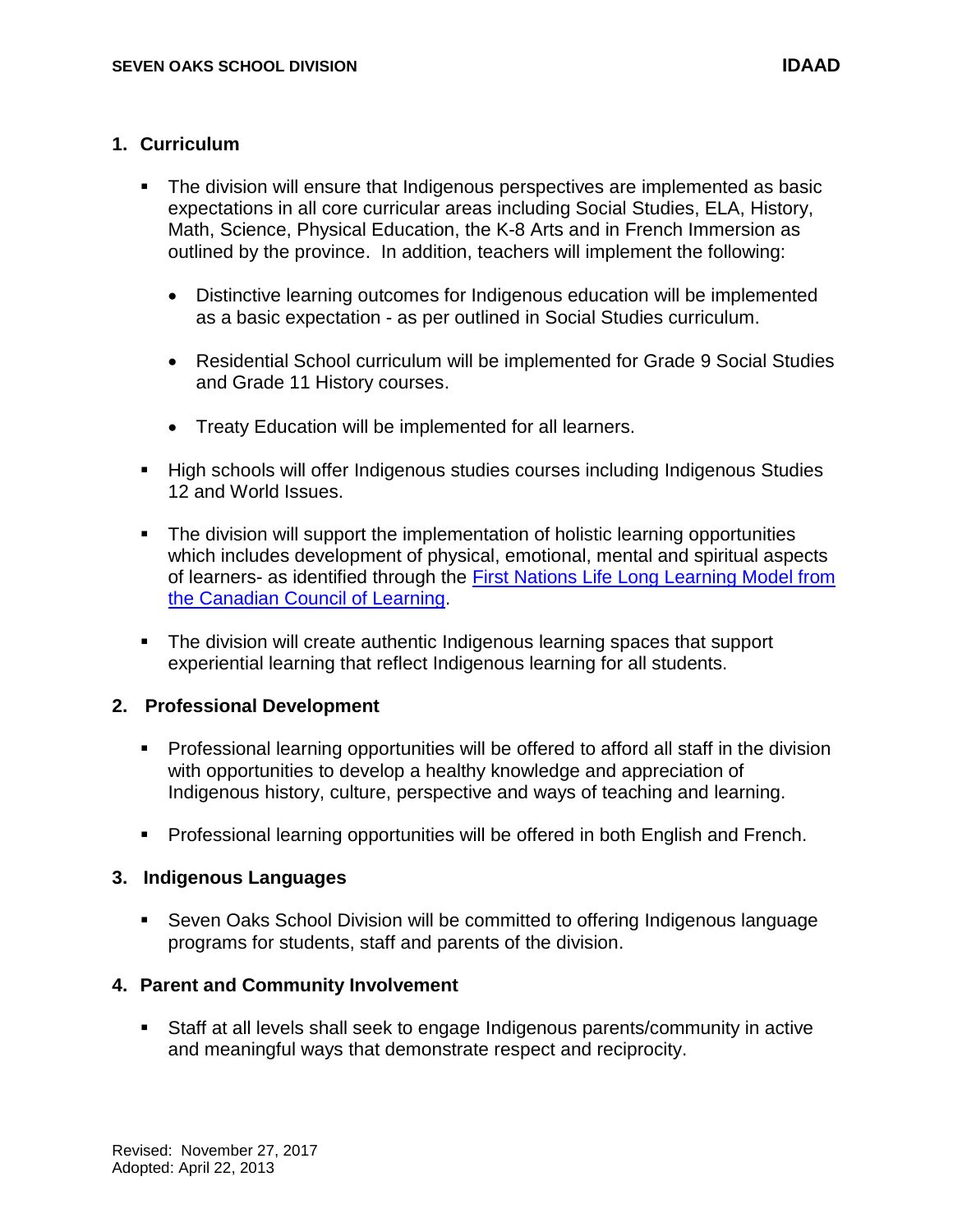## 1. Curriculum

- The division will ensure that Indigenous perspectives are implemented as basic expectations in all core curricular areas including Social Studies, ELA, History, Math, Science, Physical Education, the K-8 Arts and in French Immersion as outlined by the province. In addition, teachers will implement the following:

  - Distinctive learning outcomes for Indigenous education will be implemented as a basic expectation - as per outlined in Social Studies curriculum.

  - Residential School curriculum will be implemented for Grade 9 Social Studies and Grade 11 History courses.

  - Treaty Education will be implemented for all learners.

- High schools will offer Indigenous studies courses including Indigenous Studies 12 and World Issues.

- The division will support the implementation of holistic learning opportunities which includes development of physical, emotional, mental and spiritual aspects of learners- as identified through the First Nations Life Long Learning Model from the Canadian Council of Learning.

- The division will create authentic Indigenous learning spaces that support experiential learning that reflect Indigenous learning for all students.

## 2. Professional Development

- Professional learning opportunities will be offered to afford all staff in the division with opportunities to develop a healthy knowledge and appreciation of Indigenous history, culture, perspective and ways of teaching and learning.

- Professional learning opportunities will be offered in both English and French.

## 3. Indigenous Languages

- Seven Oaks School Division will be committed to offering Indigenous language programs for students, staff and parents of the division.

## 4. Parent and Community Involvement

- Staff at all levels shall seek to engage Indigenous parents/community in active and meaningful ways that demonstrate respect and reciprocity.

Revised: November 27, 2017
Adopted: April 22, 2013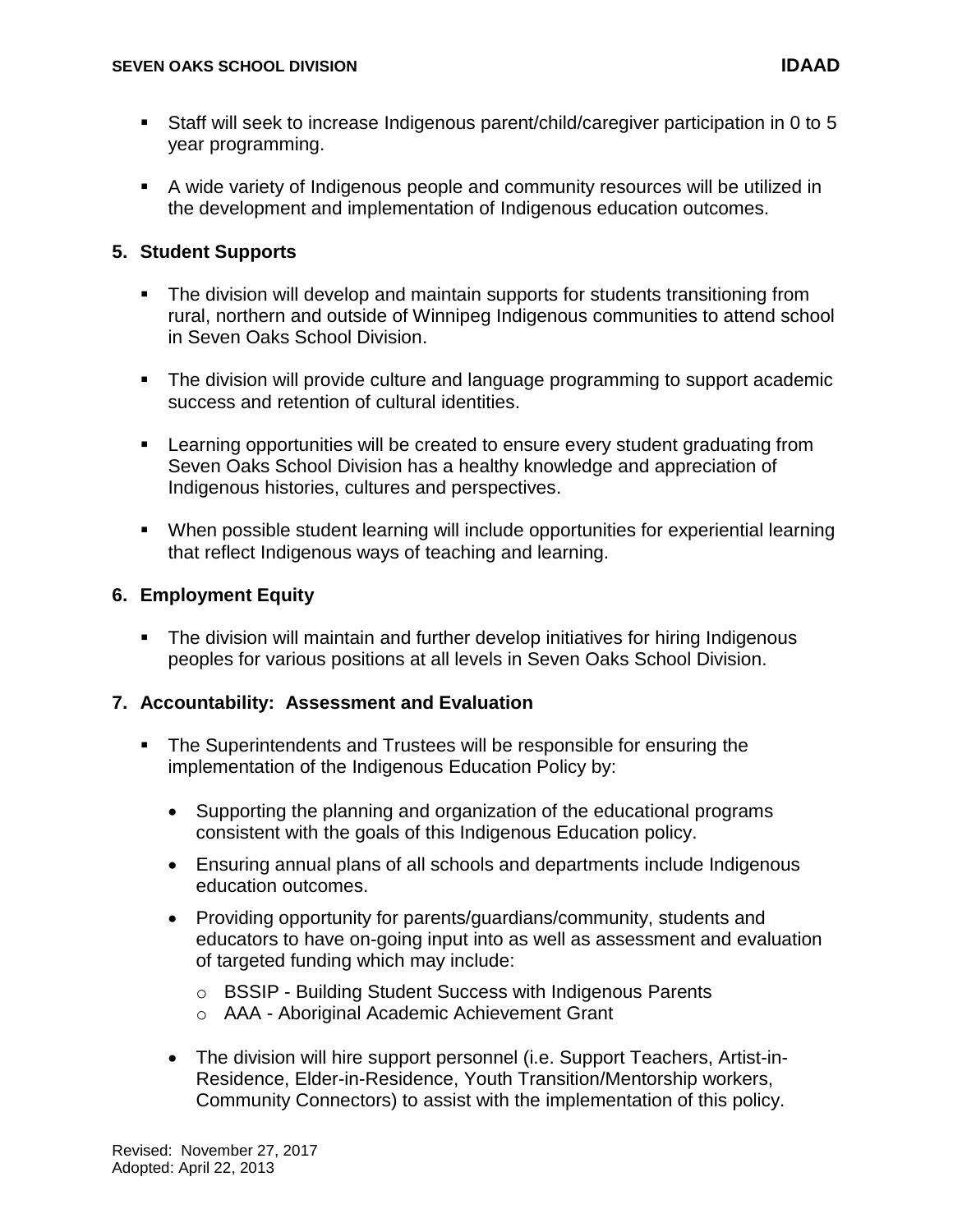- Staff will seek to increase Indigenous parent/child/caregiver participation in 0 to 5 year programming.

- A wide variety of Indigenous people and community resources will be utilized in the development and implementation of Indigenous education outcomes.

## 5. Student Supports

- The division will develop and maintain supports for students transitioning from rural, northern and outside of Winnipeg Indigenous communities to attend school in Seven Oaks School Division.

- The division will provide culture and language programming to support academic success and retention of cultural identities.

- Learning opportunities will be created to ensure every student graduating from Seven Oaks School Division has a healthy knowledge and appreciation of Indigenous histories, cultures and perspectives.

- When possible student learning will include opportunities for experiential learning that reflect Indigenous ways of teaching and learning.

## 6. Employment Equity

- The division will maintain and further develop initiatives for hiring Indigenous peoples for various positions at all levels in Seven Oaks School Division.

## 7. Accountability: Assessment and Evaluation

- The Superintendents and Trustees will be responsible for ensuring the implementation of the Indigenous Education Policy by:

  - Supporting the planning and organization of the educational programs consistent with the goals of this Indigenous Education policy.

  - Ensuring annual plans of all schools and departments include Indigenous education outcomes.

  - Providing opportunity for parents/guardians/community, students and educators to have on-going input into as well as assessment and evaluation of targeted funding which may include:

    - BSSIP - Building Student Success with Indigenous Parents
    - AAA - Aboriginal Academic Achievement Grant

  - The division will hire support personnel (i.e. Support Teachers, Artist-in-Residence, Elder-in-Residence, Youth Transition/Mentorship workers, Community Connectors) to assist with the implementation of this policy.

Revised: November 27, 2017
Adopted: April 22, 2013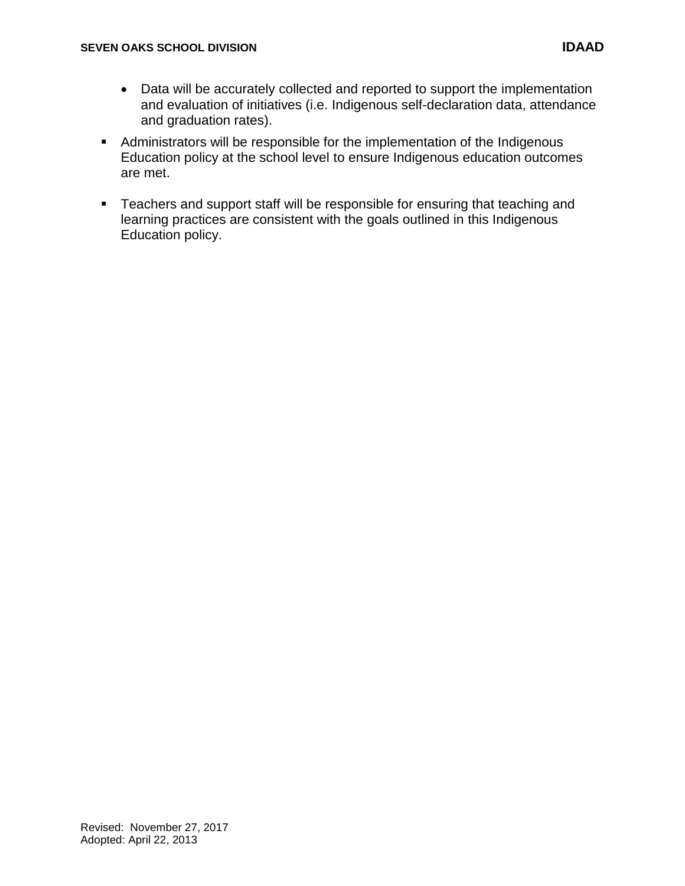- Data will be accurately collected and reported to support the implementation and evaluation of initiatives (i.e. Indigenous self-declaration data, attendance and graduation rates).

- Administrators will be responsible for the implementation of the Indigenous Education policy at the school level to ensure Indigenous education outcomes are met.

- Teachers and support staff will be responsible for ensuring that teaching and learning practices are consistent with the goals outlined in this Indigenous Education policy.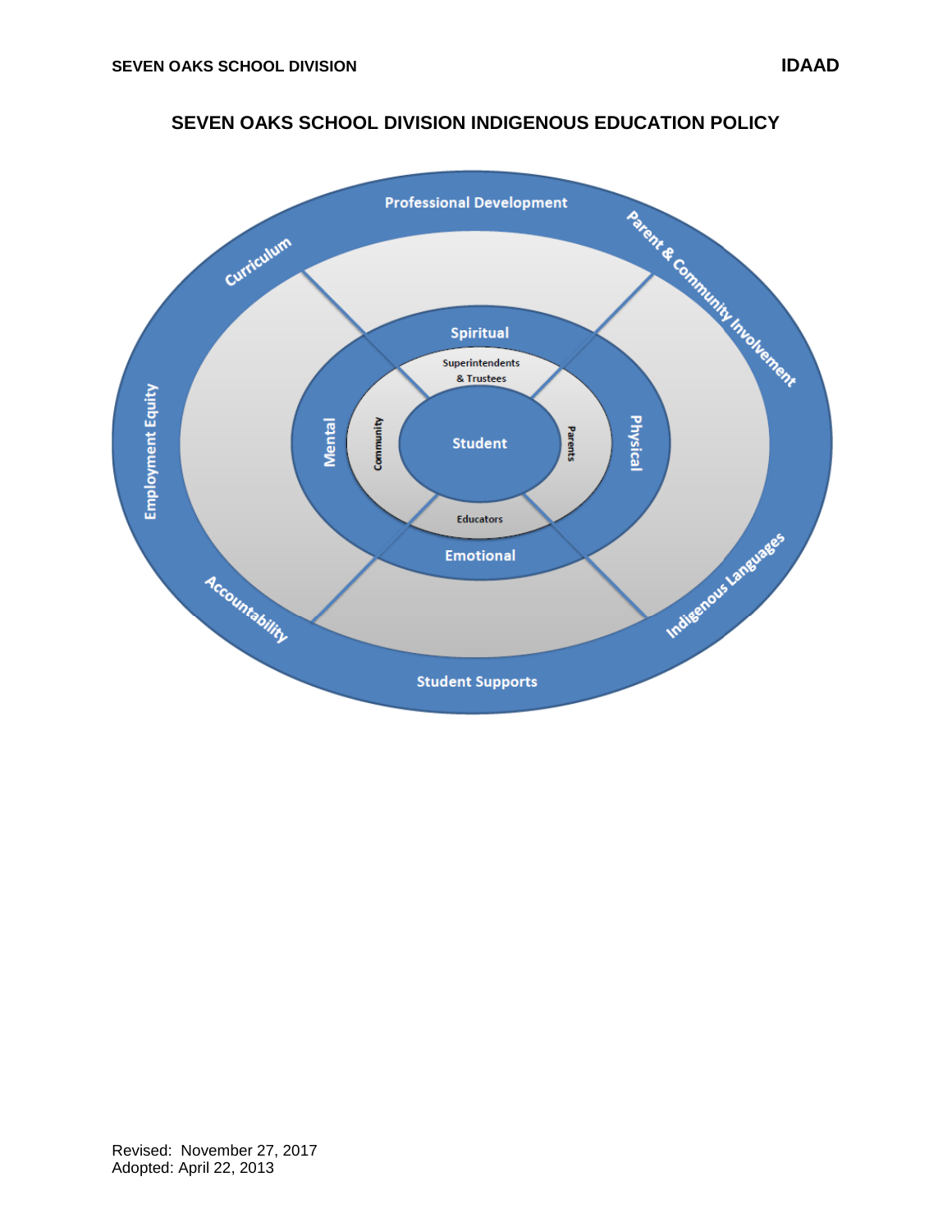## SEVEN OAKS SCHOOL DIVISION INDIGENOUS EDUCATION POLICY

Professional Development

Parent & Community Involvement

Curriculum

Employment Equity

Indigenous Languages

Accountability

Student Supports

Spiritual

Mental

Physical

Emotional

Superintendents & Trustees

Community

Parents

Educators

Student

Revised: November 27, 2017
Adopted: April 22, 2013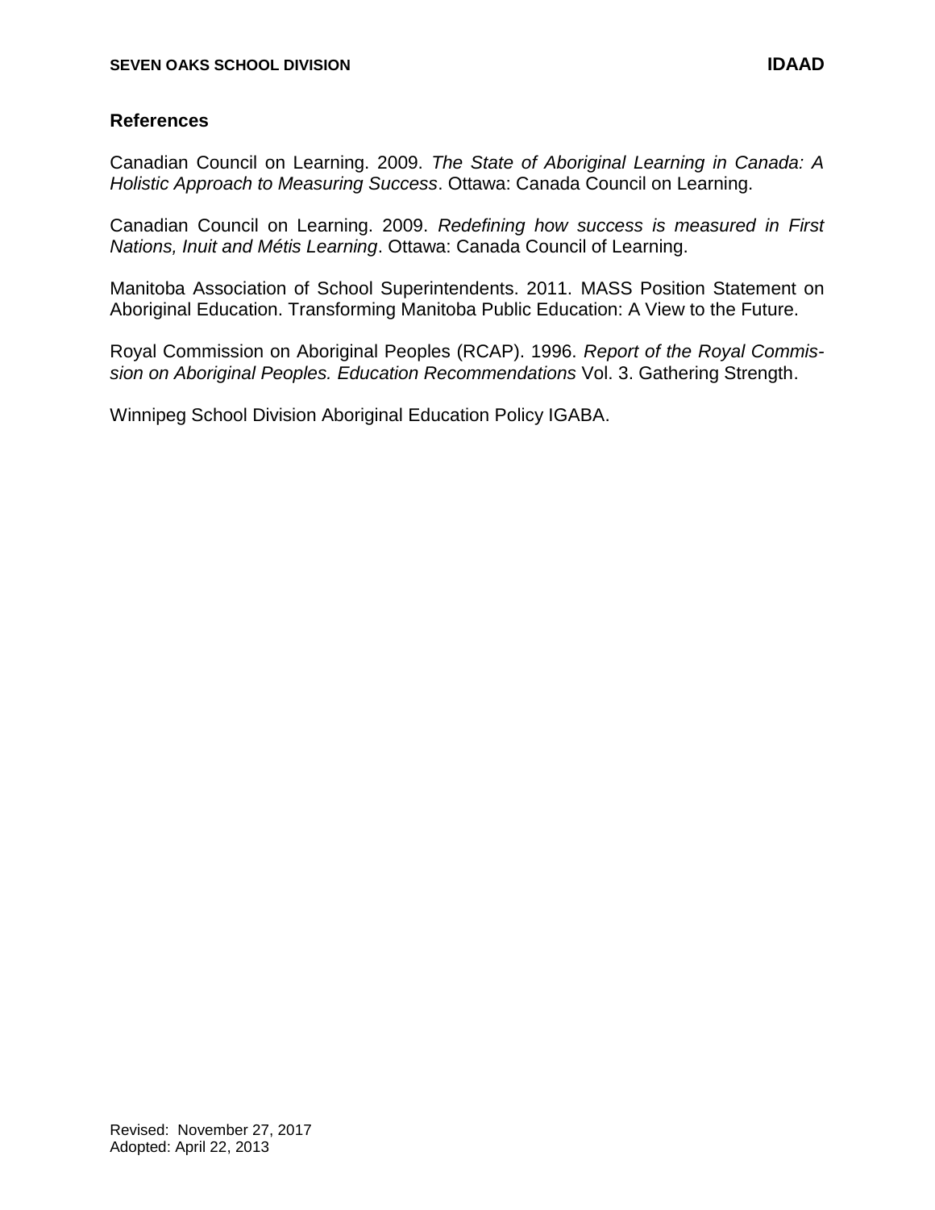## References

Canadian Council on Learning. 2009. *The State of Aboriginal Learning in Canada: A Holistic Approach to Measuring Success*. Ottawa: Canada Council on Learning.

Canadian Council on Learning. 2009. *Redefining how success is measured in First Nations, Inuit and Métis Learning*. Ottawa: Canada Council of Learning.

Manitoba Association of School Superintendents. 2011. MASS Position Statement on Aboriginal Education. Transforming Manitoba Public Education: A View to the Future.

Royal Commission on Aboriginal Peoples (RCAP). 1996. *Report of the Royal Commission on Aboriginal Peoples. Education Recommendations* Vol. 3. Gathering Strength.

Winnipeg School Division Aboriginal Education Policy IGABA.

Revised: November 27, 2017
Adopted: April 22, 2013